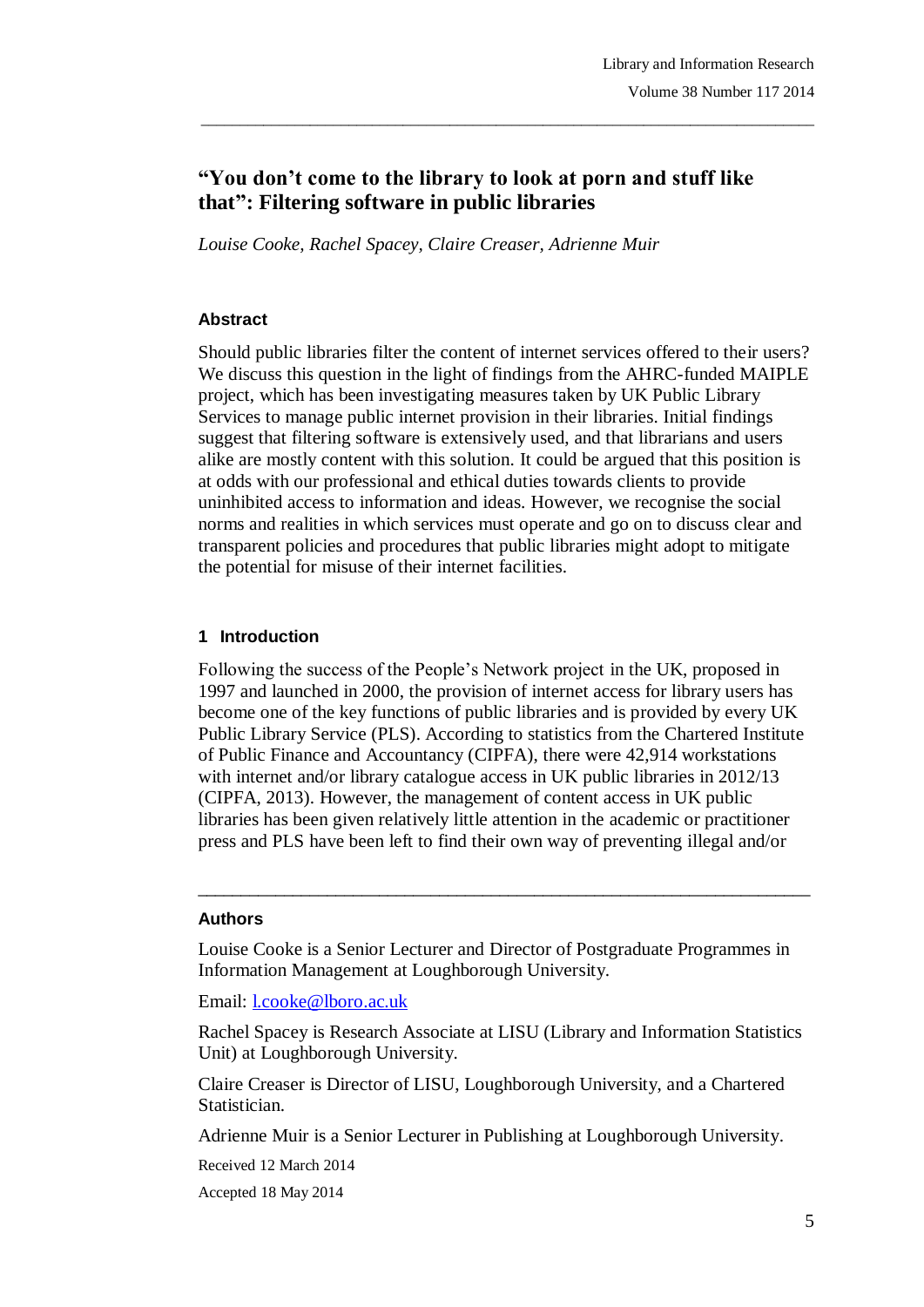# "You don't come to the library to look at porn and stuff like that": Filtering software in public libraries

*Louise Cooke, Rachel Spacey, Claire Creaser, Adrienne Muir*

### Abstract

Should public libraries filter the content of internet services offered to their users? We discuss this question in the light of findings from the AHRC-funded MAIPLE project, which has been investigating measures taken by UK Public Library Services to manage public internet provision in their libraries. Initial findings suggest that filtering software is extensively used, and that librarians and users alike are mostly content with this solution. It could be argued that this position is at odds with our professional and ethical duties towards clients to provide uninhibited access to information and ideas. However, we recognise the social norms and realities in which services must operate and go on to discuss clear and transparent policies and procedures that public libraries might adopt to mitigate the potential for misuse of their internet facilities.

## 1 Introduction

Following the success of the People's Network project in the UK, proposed in 1997 and launched in 2000, the provision of internet access for library users has become one of the key functions of public libraries and is provided by every UK Public Library Service (PLS). According to statistics from the Chartered Institute of Public Finance and Accountancy (CIPFA), there were 42,914 workstations with internet and/or library catalogue access in UK public libraries in 2012/13 (CIPFA, 2013). However, the management of content access in UK public libraries has been given relatively little attention in the academic or practitioner press and PLS have been left to find their own way of preventing illegal and/or

---

### Authors

Louise Cooke is a Senior Lecturer and Director of Postgraduate Programmes in Information Management at Loughborough University.

Email: [l.cooke@lboro.ac.uk](mailto:l.cooke@lboro.ac.uk)

Rachel Spacey is Research Associate at LISU (Library and Information Statistics Unit) at Loughborough University.

Claire Creaser is Director of LISU, Loughborough University, and a Chartered Statistician.

Adrienne Muir is a Senior Lecturer in Publishing at Loughborough University.

Received 12 March 2014

Accepted 18 May 2014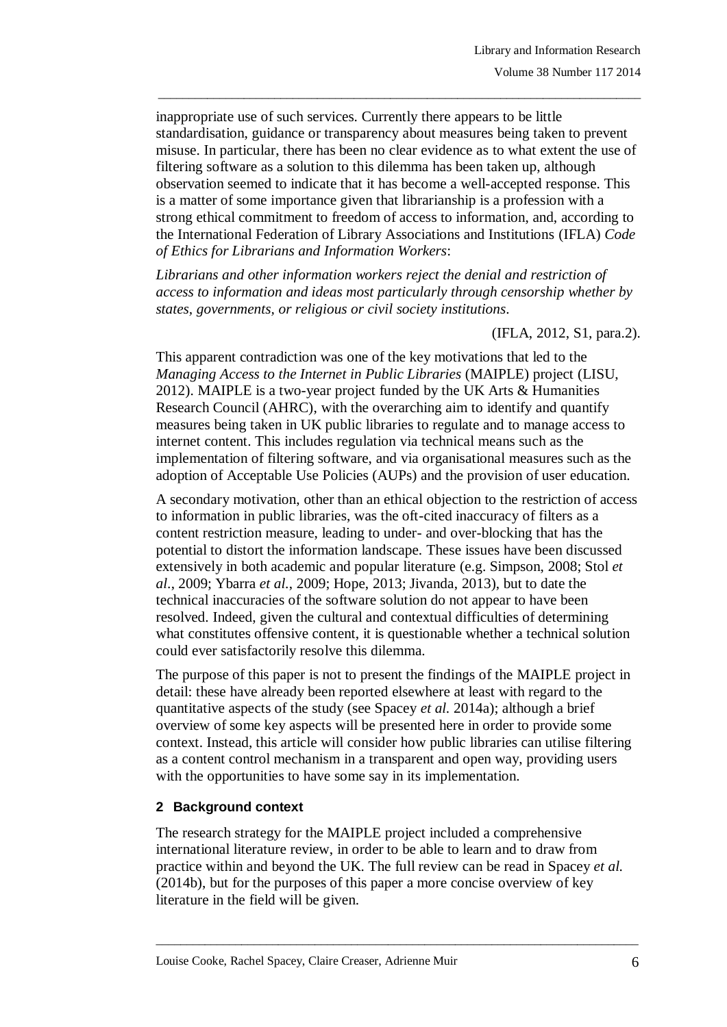inappropriate use of such services. Currently there appears to be little standardisation, guidance or transparency about measures being taken to prevent misuse. In particular, there has been no clear evidence as to what extent the use of filtering software as a solution to this dilemma has been taken up, although observation seemed to indicate that it has become a well-accepted response. This is a matter of some importance given that librarianship is a profession with a strong ethical commitment to freedom of access to information, and, according to the International Federation of Library Associations and Institutions (IFLA) *Code of Ethics for Librarians and Information Workers*:

*Librarians and other information workers reject the denial and restriction of access to information and ideas most particularly through censorship whether by states, governments, or religious or civil society institutions*.

(IFLA, 2012, S1, para.2).

This apparent contradiction was one of the key motivations that led to the *Managing Access to the Internet in Public Libraries* (MAIPLE) project (LISU, 2012). MAIPLE is a two-year project funded by the UK Arts & Humanities Research Council (AHRC), with the overarching aim to identify and quantify measures being taken in UK public libraries to regulate and to manage access to internet content. This includes regulation via technical means such as the implementation of filtering software, and via organisational measures such as the adoption of Acceptable Use Policies (AUPs) and the provision of user education.

A secondary motivation, other than an ethical objection to the restriction of access to information in public libraries, was the oft-cited inaccuracy of filters as a content restriction measure, leading to under- and over-blocking that has the potential to distort the information landscape. These issues have been discussed extensively in both academic and popular literature (e.g. Simpson, 2008; Stol *et al.*, 2009; Ybarra *et al.*, 2009; Hope, 2013; Jivanda, 2013), but to date the technical inaccuracies of the software solution do not appear to have been resolved. Indeed, given the cultural and contextual difficulties of determining what constitutes offensive content, it is questionable whether a technical solution could ever satisfactorily resolve this dilemma.

The purpose of this paper is not to present the findings of the MAIPLE project in detail: these have already been reported elsewhere at least with regard to the quantitative aspects of the study (see Spacey *et al.* 2014a); although a brief overview of some key aspects will be presented here in order to provide some context. Instead, this article will consider how public libraries can utilise filtering as a content control mechanism in a transparent and open way, providing users with the opportunities to have some say in its implementation.

## 2 Background context

The research strategy for the MAIPLE project included a comprehensive international literature review, in order to be able to learn and to draw from practice within and beyond the UK. The full review can be read in Spacey *et al.* (2014b), but for the purposes of this paper a more concise overview of key literature in the field will be given.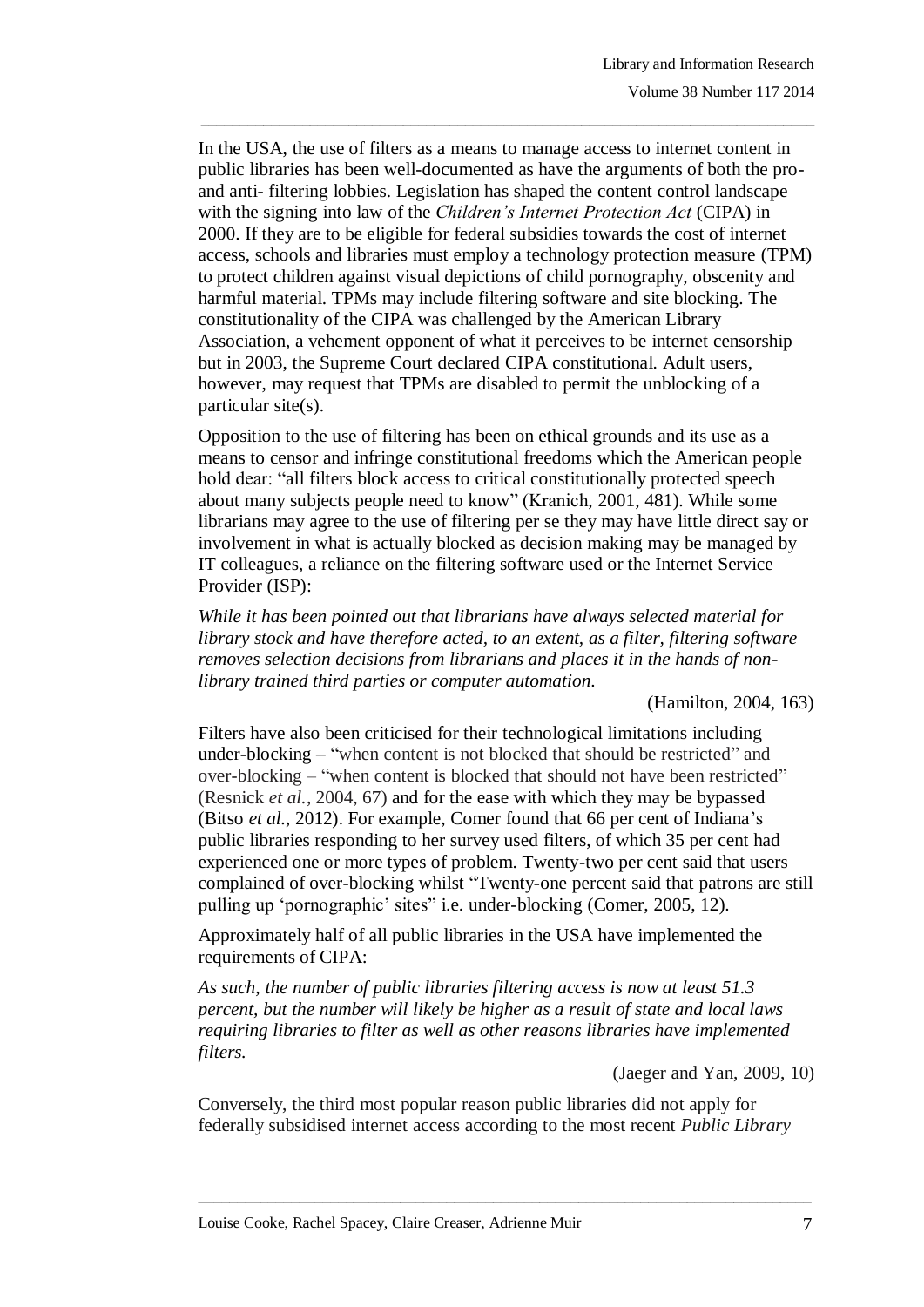In the USA, the use of filters as a means to manage access to internet content in public libraries has been well-documented as have the arguments of both the pro- and anti- filtering lobbies. Legislation has shaped the content control landscape with the signing into law of the *Children's Internet Protection Act* (CIPA) in 2000. If they are to be eligible for federal subsidies towards the cost of internet access, schools and libraries must employ a technology protection measure (TPM) to protect children against visual depictions of child pornography, obscenity and harmful material. TPMs may include filtering software and site blocking. The constitutionality of the CIPA was challenged by the American Library Association, a vehement opponent of what it perceives to be internet censorship but in 2003, the Supreme Court declared CIPA constitutional. Adult users, however, may request that TPMs are disabled to permit the unblocking of a particular site(s).

Opposition to the use of filtering has been on ethical grounds and its use as a means to censor and infringe constitutional freedoms which the American people hold dear: "all filters block access to critical constitutionally protected speech about many subjects people need to know" (Kranich, 2001, 481). While some librarians may agree to the use of filtering per se they may have little direct say or involvement in what is actually blocked as decision making may be managed by IT colleagues, a reliance on the filtering software used or the Internet Service Provider (ISP):

*While it has been pointed out that librarians have always selected material for library stock and have therefore acted, to an extent, as a filter, filtering software removes selection decisions from librarians and places it in the hands of non-library trained third parties or computer automation.*

(Hamilton, 2004, 163)

Filters have also been criticised for their technological limitations including under-blocking – "when content is not blocked that should be restricted" and over-blocking – "when content is blocked that should not have been restricted" (Resnick *et al.*, 2004, 67) and for the ease with which they may be bypassed (Bitso *et al.*, 2012). For example, Comer found that 66 per cent of Indiana's public libraries responding to her survey used filters, of which 35 per cent had experienced one or more types of problem. Twenty-two per cent said that users complained of over-blocking whilst "Twenty-one percent said that patrons are still pulling up 'pornographic' sites" i.e. under-blocking (Comer, 2005, 12).

Approximately half of all public libraries in the USA have implemented the requirements of CIPA:

*As such, the number of public libraries filtering access is now at least 51.3 percent, but the number will likely be higher as a result of state and local laws requiring libraries to filter as well as other reasons libraries have implemented filters.*

(Jaeger and Yan, 2009, 10)

Conversely, the third most popular reason public libraries did not apply for federally subsidised internet access according to the most recent *Public Library*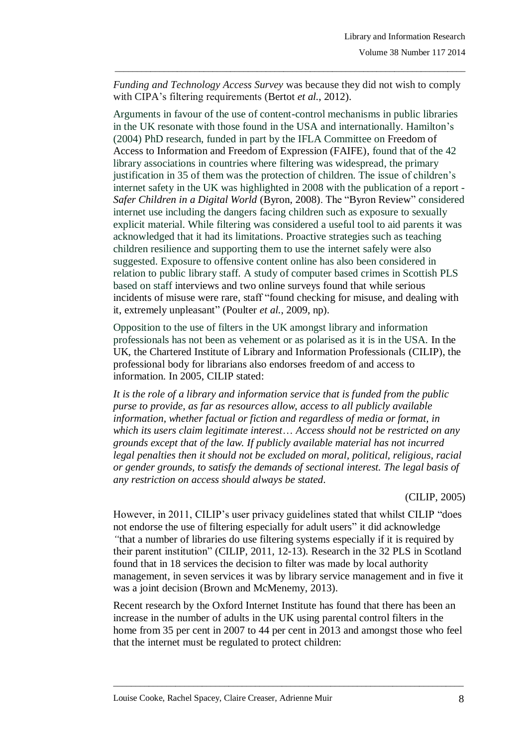*Funding and Technology Access Survey* was because they did not wish to comply with CIPA's filtering requirements (Bertot *et al.*, 2012).

Arguments in favour of the use of content-control mechanisms in public libraries in the UK resonate with those found in the USA and internationally. Hamilton's (2004) PhD research, funded in part by the IFLA Committee on Freedom of Access to Information and Freedom of Expression (FAIFE), found that of the 42 library associations in countries where filtering was widespread, the primary justification in 35 of them was the protection of children. The issue of children's internet safety in the UK was highlighted in 2008 with the publication of a report - *Safer Children in a Digital World* (Byron, 2008). The "Byron Review" considered internet use including the dangers facing children such as exposure to sexually explicit material. While filtering was considered a useful tool to aid parents it was acknowledged that it had its limitations. Proactive strategies such as teaching children resilience and supporting them to use the internet safely were also suggested. Exposure to offensive content online has also been considered in relation to public library staff. A study of computer based crimes in Scottish PLS based on staff interviews and two online surveys found that while serious incidents of misuse were rare, staff "found checking for misuse, and dealing with it, extremely unpleasant" (Poulter *et al.*, 2009, np).

Opposition to the use of filters in the UK amongst library and information professionals has not been as vehement or as polarised as it is in the USA. In the UK, the Chartered Institute of Library and Information Professionals (CILIP), the professional body for librarians also endorses freedom of and access to information. In 2005, CILIP stated:

*It is the role of a library and information service that is funded from the public purse to provide, as far as resources allow, access to all publicly available information, whether factual or fiction and regardless of media or format, in which its users claim legitimate interest… Access should not be restricted on any grounds except that of the law. If publicly available material has not incurred legal penalties then it should not be excluded on moral, political, religious, racial or gender grounds, to satisfy the demands of sectional interest. The legal basis of any restriction on access should always be stated.*

(CILIP, 2005)

However, in 2011, CILIP's user privacy guidelines stated that whilst CILIP "does not endorse the use of filtering especially for adult users" it did acknowledge "that a number of libraries do use filtering systems especially if it is required by their parent institution" (CILIP, 2011, 12-13). Research in the 32 PLS in Scotland found that in 18 services the decision to filter was made by local authority management, in seven services it was by library service management and in five it was a joint decision (Brown and McMenemy, 2013).

Recent research by the Oxford Internet Institute has found that there has been an increase in the number of adults in the UK using parental control filters in the home from 35 per cent in 2007 to 44 per cent in 2013 and amongst those who feel that the internet must be regulated to protect children: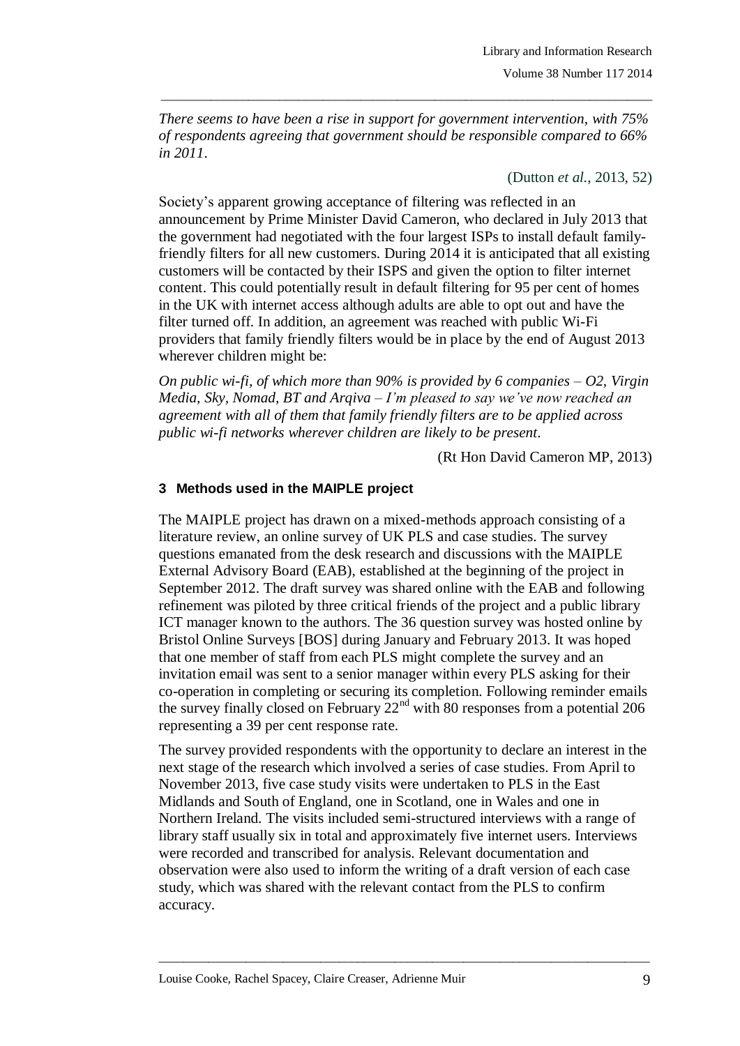*There seems to have been a rise in support for government intervention, with 75% of respondents agreeing that government should be responsible compared to 66% in 2011.*

(Dutton *et al.*, 2013, 52)

Society's apparent growing acceptance of filtering was reflected in an announcement by Prime Minister David Cameron, who declared in July 2013 that the government had negotiated with the four largest ISPs to install default family-friendly filters for all new customers. During 2014 it is anticipated that all existing customers will be contacted by their ISPS and given the option to filter internet content. This could potentially result in default filtering for 95 per cent of homes in the UK with internet access although adults are able to opt out and have the filter turned off. In addition, an agreement was reached with public Wi-Fi providers that family friendly filters would be in place by the end of August 2013 wherever children might be:

*On public wi-fi, of which more than 90% is provided by 6 companies – O2, Virgin Media, Sky, Nomad, BT and Arqiva – I'm pleased to say we've now reached an agreement with all of them that family friendly filters are to be applied across public wi-fi networks wherever children are likely to be present.*

(Rt Hon David Cameron MP, 2013)

### 3 Methods used in the MAIPLE project

The MAIPLE project has drawn on a mixed-methods approach consisting of a literature review, an online survey of UK PLS and case studies. The survey questions emanated from the desk research and discussions with the MAIPLE External Advisory Board (EAB), established at the beginning of the project in September 2012. The draft survey was shared online with the EAB and following refinement was piloted by three critical friends of the project and a public library ICT manager known to the authors. The 36 question survey was hosted online by Bristol Online Surveys [BOS] during January and February 2013. It was hoped that one member of staff from each PLS might complete the survey and an invitation email was sent to a senior manager within every PLS asking for their co-operation in completing or securing its completion. Following reminder emails the survey finally closed on February 22nd with 80 responses from a potential 206 representing a 39 per cent response rate.

The survey provided respondents with the opportunity to declare an interest in the next stage of the research which involved a series of case studies. From April to November 2013, five case study visits were undertaken to PLS in the East Midlands and South of England, one in Scotland, one in Wales and one in Northern Ireland. The visits included semi-structured interviews with a range of library staff usually six in total and approximately five internet users. Interviews were recorded and transcribed for analysis. Relevant documentation and observation were also used to inform the writing of a draft version of each case study, which was shared with the relevant contact from the PLS to confirm accuracy.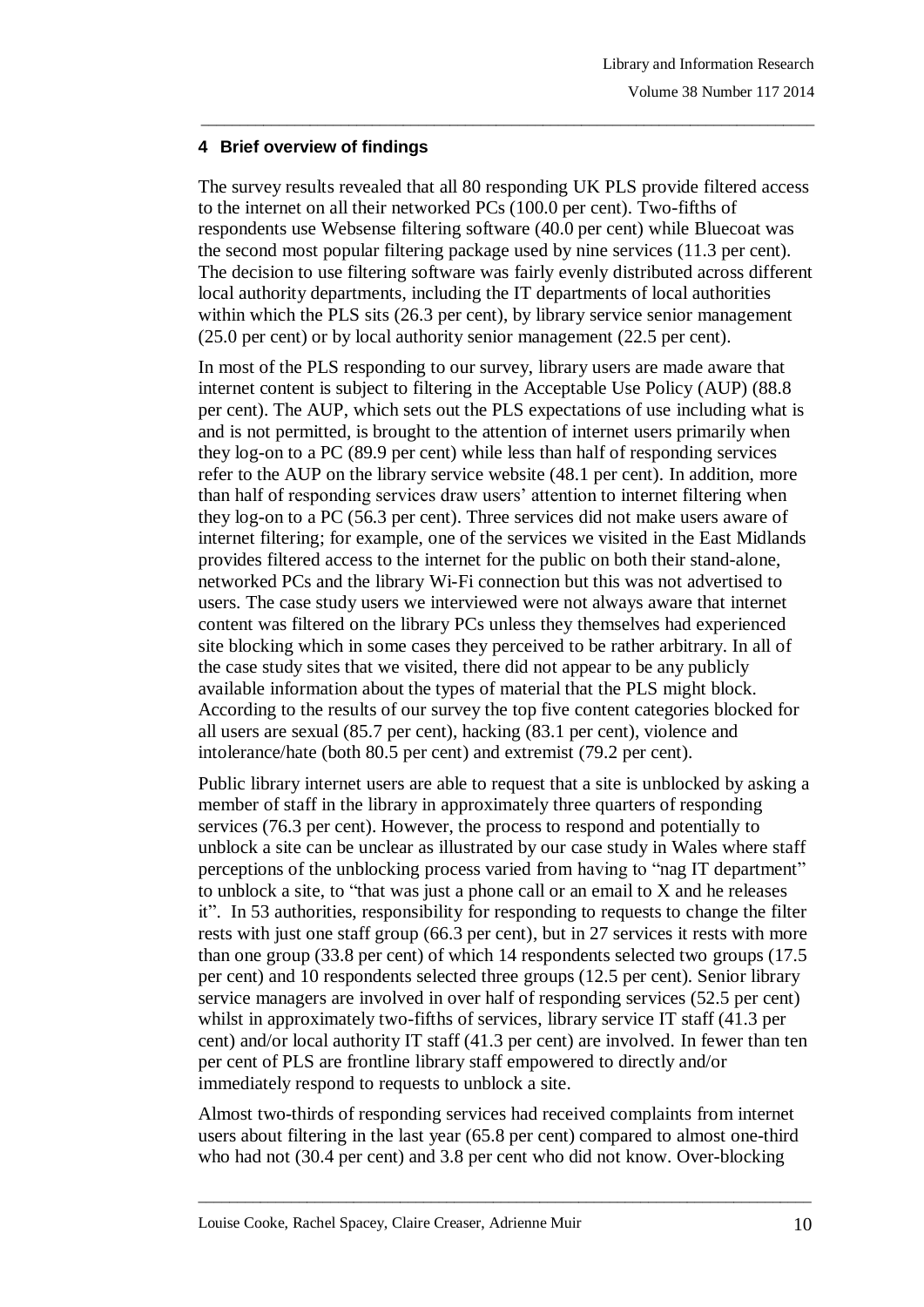## 4 Brief overview of findings

The survey results revealed that all 80 responding UK PLS provide filtered access to the internet on all their networked PCs (100.0 per cent). Two-fifths of respondents use Websense filtering software (40.0 per cent) while Bluecoat was the second most popular filtering package used by nine services (11.3 per cent). The decision to use filtering software was fairly evenly distributed across different local authority departments, including the IT departments of local authorities within which the PLS sits (26.3 per cent), by library service senior management (25.0 per cent) or by local authority senior management (22.5 per cent).

In most of the PLS responding to our survey, library users are made aware that internet content is subject to filtering in the Acceptable Use Policy (AUP) (88.8 per cent). The AUP, which sets out the PLS expectations of use including what is and is not permitted, is brought to the attention of internet users primarily when they log-on to a PC (89.9 per cent) while less than half of responding services refer to the AUP on the library service website (48.1 per cent). In addition, more than half of responding services draw users' attention to internet filtering when they log-on to a PC (56.3 per cent). Three services did not make users aware of internet filtering; for example, one of the services we visited in the East Midlands provides filtered access to the internet for the public on both their stand-alone, networked PCs and the library Wi-Fi connection but this was not advertised to users. The case study users we interviewed were not always aware that internet content was filtered on the library PCs unless they themselves had experienced site blocking which in some cases they perceived to be rather arbitrary. In all of the case study sites that we visited, there did not appear to be any publicly available information about the types of material that the PLS might block. According to the results of our survey the top five content categories blocked for all users are sexual (85.7 per cent), hacking (83.1 per cent), violence and intolerance/hate (both 80.5 per cent) and extremist (79.2 per cent).

Public library internet users are able to request that a site is unblocked by asking a member of staff in the library in approximately three quarters of responding services (76.3 per cent). However, the process to respond and potentially to unblock a site can be unclear as illustrated by our case study in Wales where staff perceptions of the unblocking process varied from having to "nag IT department" to unblock a site, to "that was just a phone call or an email to X and he releases it". In 53 authorities, responsibility for responding to requests to change the filter rests with just one staff group (66.3 per cent), but in 27 services it rests with more than one group (33.8 per cent) of which 14 respondents selected two groups (17.5 per cent) and 10 respondents selected three groups (12.5 per cent). Senior library service managers are involved in over half of responding services (52.5 per cent) whilst in approximately two-fifths of services, library service IT staff (41.3 per cent) and/or local authority IT staff (41.3 per cent) are involved. In fewer than ten per cent of PLS are frontline library staff empowered to directly and/or immediately respond to requests to unblock a site.

Almost two-thirds of responding services had received complaints from internet users about filtering in the last year (65.8 per cent) compared to almost one-third who had not (30.4 per cent) and 3.8 per cent who did not know. Over-blocking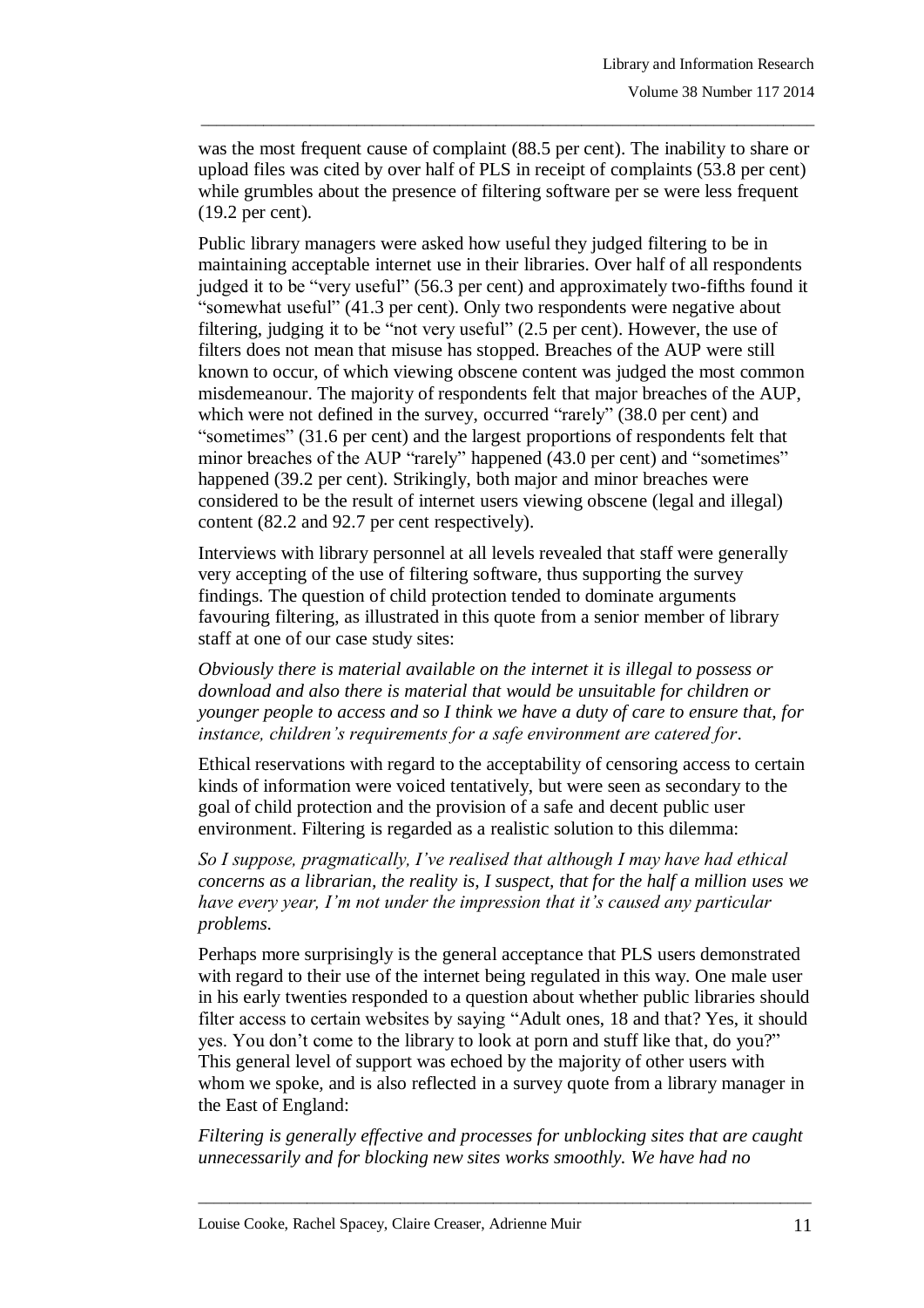was the most frequent cause of complaint (88.5 per cent). The inability to share or upload files was cited by over half of PLS in receipt of complaints (53.8 per cent) while grumbles about the presence of filtering software per se were less frequent (19.2 per cent).

Public library managers were asked how useful they judged filtering to be in maintaining acceptable internet use in their libraries. Over half of all respondents judged it to be "very useful" (56.3 per cent) and approximately two-fifths found it "somewhat useful" (41.3 per cent). Only two respondents were negative about filtering, judging it to be "not very useful" (2.5 per cent). However, the use of filters does not mean that misuse has stopped. Breaches of the AUP were still known to occur, of which viewing obscene content was judged the most common misdemeanour. The majority of respondents felt that major breaches of the AUP, which were not defined in the survey, occurred "rarely" (38.0 per cent) and "sometimes" (31.6 per cent) and the largest proportions of respondents felt that minor breaches of the AUP "rarely" happened (43.0 per cent) and "sometimes" happened (39.2 per cent). Strikingly, both major and minor breaches were considered to be the result of internet users viewing obscene (legal and illegal) content (82.2 and 92.7 per cent respectively).

Interviews with library personnel at all levels revealed that staff were generally very accepting of the use of filtering software, thus supporting the survey findings. The question of child protection tended to dominate arguments favouring filtering, as illustrated in this quote from a senior member of library staff at one of our case study sites:

*Obviously there is material available on the internet it is illegal to possess or download and also there is material that would be unsuitable for children or younger people to access and so I think we have a duty of care to ensure that, for instance, children's requirements for a safe environment are catered for.*

Ethical reservations with regard to the acceptability of censoring access to certain kinds of information were voiced tentatively, but were seen as secondary to the goal of child protection and the provision of a safe and decent public user environment. Filtering is regarded as a realistic solution to this dilemma:

*So I suppose, pragmatically, I've realised that although I may have had ethical concerns as a librarian, the reality is, I suspect, that for the half a million uses we have every year, I'm not under the impression that it's caused any particular problems.*

Perhaps more surprisingly is the general acceptance that PLS users demonstrated with regard to their use of the internet being regulated in this way. One male user in his early twenties responded to a question about whether public libraries should filter access to certain websites by saying "Adult ones, 18 and that? Yes, it should yes. You don't come to the library to look at porn and stuff like that, do you?" This general level of support was echoed by the majority of other users with whom we spoke, and is also reflected in a survey quote from a library manager in the East of England:

*Filtering is generally effective and processes for unblocking sites that are caught unnecessarily and for blocking new sites works smoothly. We have had no*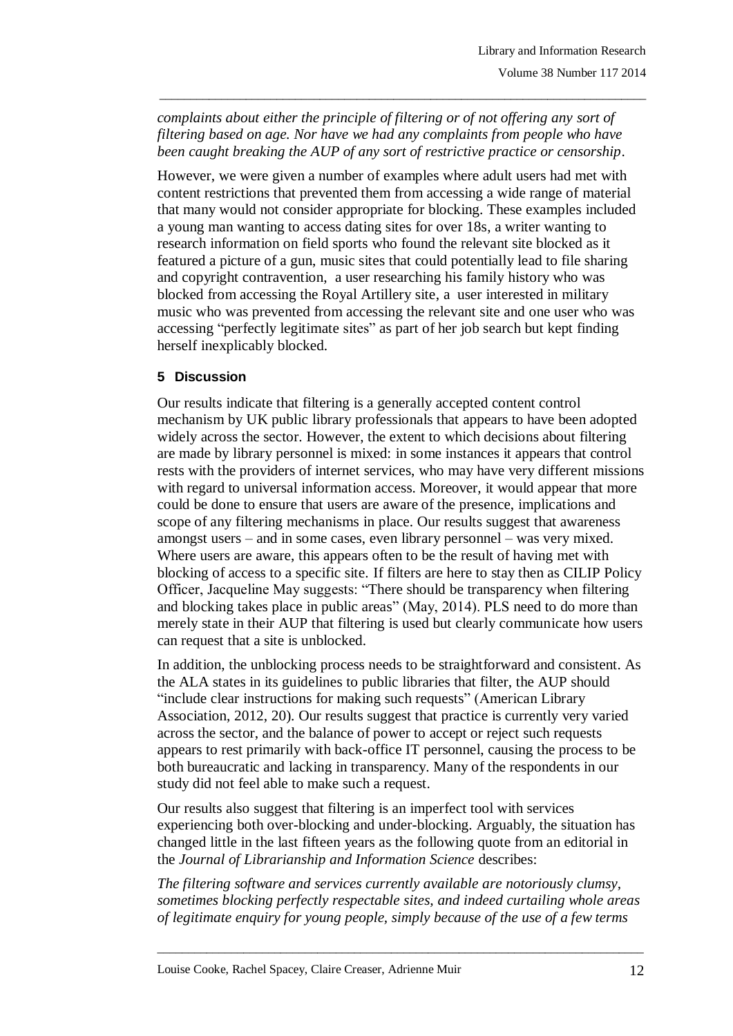*complaints about either the principle of filtering or of not offering any sort of filtering based on age. Nor have we had any complaints from people who have been caught breaking the AUP of any sort of restrictive practice or censorship*.

However, we were given a number of examples where adult users had met with content restrictions that prevented them from accessing a wide range of material that many would not consider appropriate for blocking. These examples included a young man wanting to access dating sites for over 18s, a writer wanting to research information on field sports who found the relevant site blocked as it featured a picture of a gun, music sites that could potentially lead to file sharing and copyright contravention, a user researching his family history who was blocked from accessing the Royal Artillery site, a user interested in military music who was prevented from accessing the relevant site and one user who was accessing "perfectly legitimate sites" as part of her job search but kept finding herself inexplicably blocked.

## 5 Discussion

Our results indicate that filtering is a generally accepted content control mechanism by UK public library professionals that appears to have been adopted widely across the sector. However, the extent to which decisions about filtering are made by library personnel is mixed: in some instances it appears that control rests with the providers of internet services, who may have very different missions with regard to universal information access. Moreover, it would appear that more could be done to ensure that users are aware of the presence, implications and scope of any filtering mechanisms in place. Our results suggest that awareness amongst users – and in some cases, even library personnel – was very mixed. Where users are aware, this appears often to be the result of having met with blocking of access to a specific site. If filters are here to stay then as CILIP Policy Officer, Jacqueline May suggests: "There should be transparency when filtering and blocking takes place in public areas" (May, 2014). PLS need to do more than merely state in their AUP that filtering is used but clearly communicate how users can request that a site is unblocked.

In addition, the unblocking process needs to be straightforward and consistent. As the ALA states in its guidelines to public libraries that filter, the AUP should "include clear instructions for making such requests" (American Library Association, 2012, 20). Our results suggest that practice is currently very varied across the sector, and the balance of power to accept or reject such requests appears to rest primarily with back-office IT personnel, causing the process to be both bureaucratic and lacking in transparency. Many of the respondents in our study did not feel able to make such a request.

Our results also suggest that filtering is an imperfect tool with services experiencing both over-blocking and under-blocking. Arguably, the situation has changed little in the last fifteen years as the following quote from an editorial in the *Journal of Librarianship and Information Science* describes:

*The filtering software and services currently available are notoriously clumsy, sometimes blocking perfectly respectable sites, and indeed curtailing whole areas of legitimate enquiry for young people, simply because of the use of a few terms*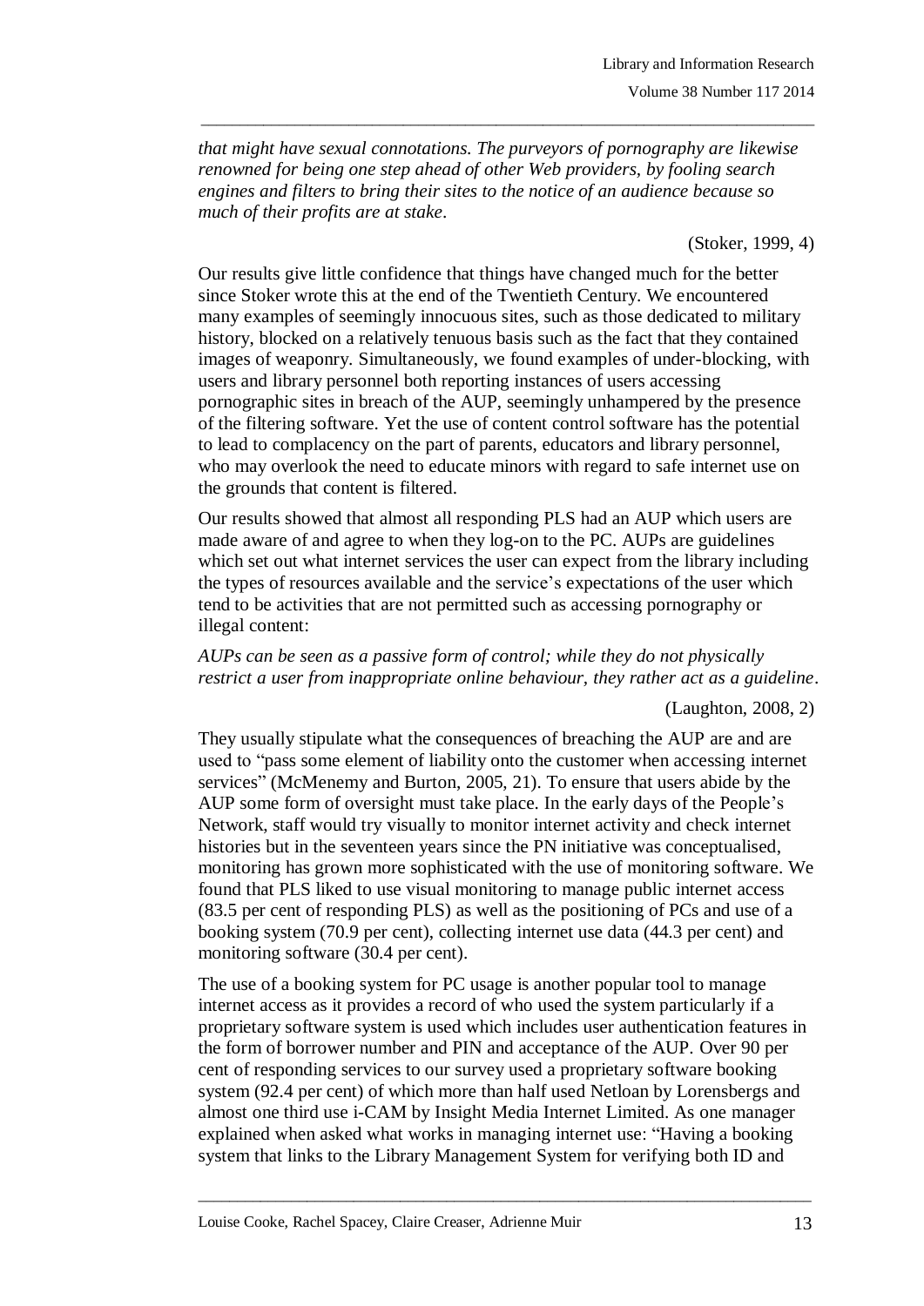*that might have sexual connotations. The purveyors of pornography are likewise renowned for being one step ahead of other Web providers, by fooling search engines and filters to bring their sites to the notice of an audience because so much of their profits are at stake.*

(Stoker, 1999, 4)

Our results give little confidence that things have changed much for the better since Stoker wrote this at the end of the Twentieth Century. We encountered many examples of seemingly innocuous sites, such as those dedicated to military history, blocked on a relatively tenuous basis such as the fact that they contained images of weaponry. Simultaneously, we found examples of under-blocking, with users and library personnel both reporting instances of users accessing pornographic sites in breach of the AUP, seemingly unhampered by the presence of the filtering software. Yet the use of content control software has the potential to lead to complacency on the part of parents, educators and library personnel, who may overlook the need to educate minors with regard to safe internet use on the grounds that content is filtered.

Our results showed that almost all responding PLS had an AUP which users are made aware of and agree to when they log-on to the PC. AUPs are guidelines which set out what internet services the user can expect from the library including the types of resources available and the service's expectations of the user which tend to be activities that are not permitted such as accessing pornography or illegal content:

*AUPs can be seen as a passive form of control; while they do not physically restrict a user from inappropriate online behaviour, they rather act as a guideline.*

(Laughton, 2008, 2)

They usually stipulate what the consequences of breaching the AUP are and are used to "pass some element of liability onto the customer when accessing internet services" (McMenemy and Burton, 2005, 21). To ensure that users abide by the AUP some form of oversight must take place. In the early days of the People's Network, staff would try visually to monitor internet activity and check internet histories but in the seventeen years since the PN initiative was conceptualised, monitoring has grown more sophisticated with the use of monitoring software. We found that PLS liked to use visual monitoring to manage public internet access (83.5 per cent of responding PLS) as well as the positioning of PCs and use of a booking system (70.9 per cent), collecting internet use data (44.3 per cent) and monitoring software (30.4 per cent).

The use of a booking system for PC usage is another popular tool to manage internet access as it provides a record of who used the system particularly if a proprietary software system is used which includes user authentication features in the form of borrower number and PIN and acceptance of the AUP. Over 90 per cent of responding services to our survey used a proprietary software booking system (92.4 per cent) of which more than half used Netloan by Lorensbergs and almost one third use i-CAM by Insight Media Internet Limited. As one manager explained when asked what works in managing internet use: "Having a booking system that links to the Library Management System for verifying both ID and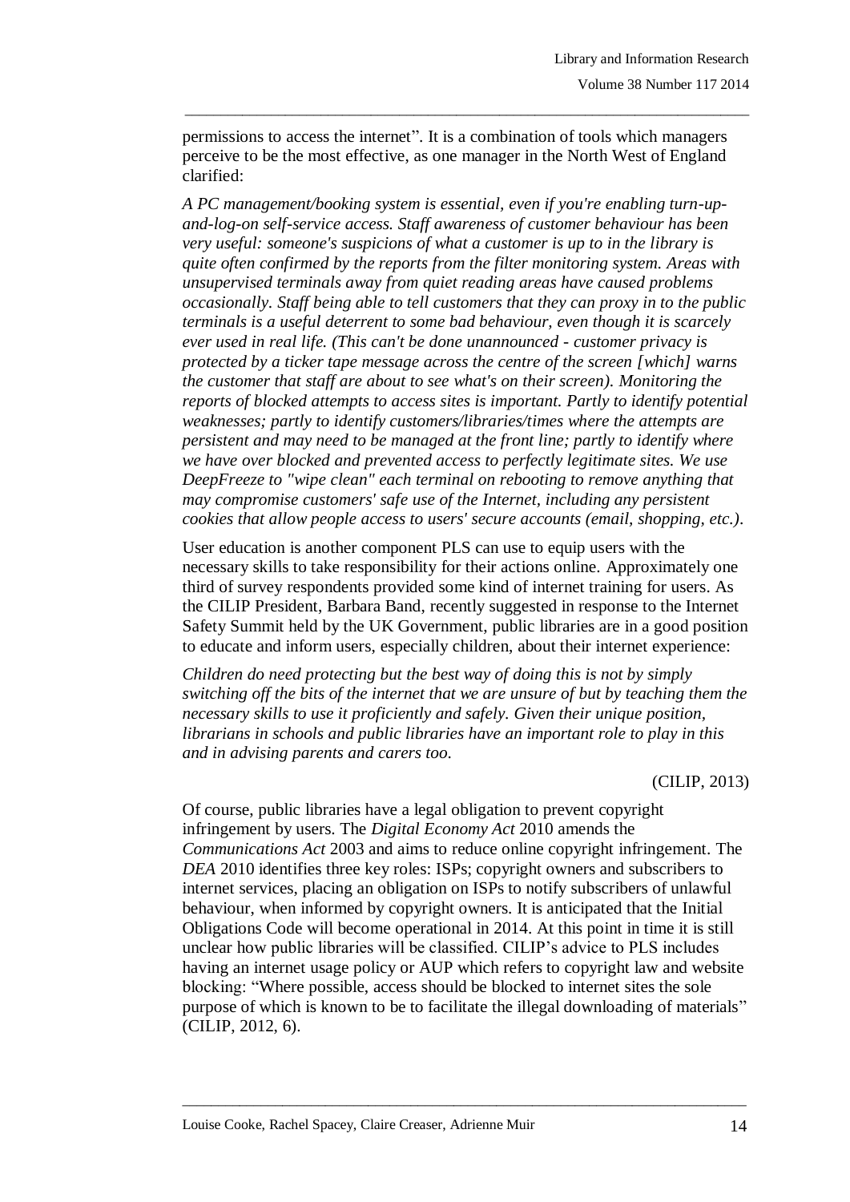permissions to access the internet". It is a combination of tools which managers perceive to be the most effective, as one manager in the North West of England clarified:

*A PC management/booking system is essential, even if you're enabling turn-up-and-log-on self-service access. Staff awareness of customer behaviour has been very useful: someone's suspicions of what a customer is up to in the library is quite often confirmed by the reports from the filter monitoring system. Areas with unsupervised terminals away from quiet reading areas have caused problems occasionally. Staff being able to tell customers that they can proxy in to the public terminals is a useful deterrent to some bad behaviour, even though it is scarcely ever used in real life. (This can't be done unannounced - customer privacy is protected by a ticker tape message across the centre of the screen [which] warns the customer that staff are about to see what's on their screen). Monitoring the reports of blocked attempts to access sites is important. Partly to identify potential weaknesses; partly to identify customers/libraries/times where the attempts are persistent and may need to be managed at the front line; partly to identify where we have over blocked and prevented access to perfectly legitimate sites. We use DeepFreeze to "wipe clean" each terminal on rebooting to remove anything that may compromise customers' safe use of the Internet, including any persistent cookies that allow people access to users' secure accounts (email, shopping, etc.).*

User education is another component PLS can use to equip users with the necessary skills to take responsibility for their actions online. Approximately one third of survey respondents provided some kind of internet training for users. As the CILIP President, Barbara Band, recently suggested in response to the Internet Safety Summit held by the UK Government, public libraries are in a good position to educate and inform users, especially children, about their internet experience:

*Children do need protecting but the best way of doing this is not by simply switching off the bits of the internet that we are unsure of but by teaching them the necessary skills to use it proficiently and safely. Given their unique position, librarians in schools and public libraries have an important role to play in this and in advising parents and carers too.*

(CILIP, 2013)

Of course, public libraries have a legal obligation to prevent copyright infringement by users. The *Digital Economy Act* 2010 amends the *Communications Act* 2003 and aims to reduce online copyright infringement. The *DEA* 2010 identifies three key roles: ISPs; copyright owners and subscribers to internet services, placing an obligation on ISPs to notify subscribers of unlawful behaviour, when informed by copyright owners. It is anticipated that the Initial Obligations Code will become operational in 2014. At this point in time it is still unclear how public libraries will be classified. CILIP's advice to PLS includes having an internet usage policy or AUP which refers to copyright law and website blocking: "Where possible, access should be blocked to internet sites the sole purpose of which is known to be to facilitate the illegal downloading of materials" (CILIP, 2012, 6).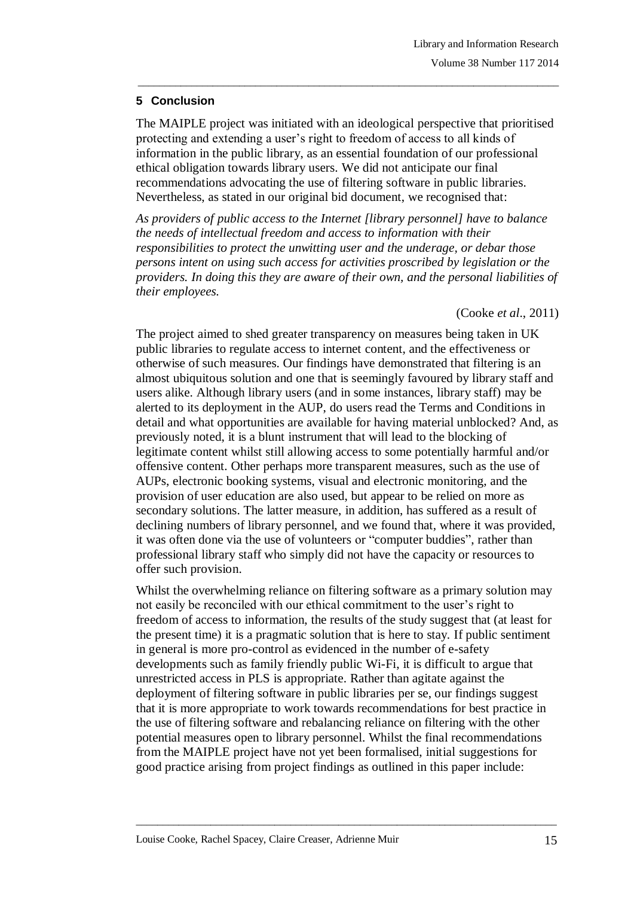## 5 Conclusion

The MAIPLE project was initiated with an ideological perspective that prioritised protecting and extending a user's right to freedom of access to all kinds of information in the public library, as an essential foundation of our professional ethical obligation towards library users. We did not anticipate our final recommendations advocating the use of filtering software in public libraries. Nevertheless, as stated in our original bid document, we recognised that:

*As providers of public access to the Internet [library personnel] have to balance the needs of intellectual freedom and access to information with their responsibilities to protect the unwitting user and the underage, or debar those persons intent on using such access for activities proscribed by legislation or the providers. In doing this they are aware of their own, and the personal liabilities of their employees.*

(Cooke *et al*., 2011)

The project aimed to shed greater transparency on measures being taken in UK public libraries to regulate access to internet content, and the effectiveness or otherwise of such measures. Our findings have demonstrated that filtering is an almost ubiquitous solution and one that is seemingly favoured by library staff and users alike. Although library users (and in some instances, library staff) may be alerted to its deployment in the AUP, do users read the Terms and Conditions in detail and what opportunities are available for having material unblocked? And, as previously noted, it is a blunt instrument that will lead to the blocking of legitimate content whilst still allowing access to some potentially harmful and/or offensive content. Other perhaps more transparent measures, such as the use of AUPs, electronic booking systems, visual and electronic monitoring, and the provision of user education are also used, but appear to be relied on more as secondary solutions. The latter measure, in addition, has suffered as a result of declining numbers of library personnel, and we found that, where it was provided, it was often done via the use of volunteers or "computer buddies", rather than professional library staff who simply did not have the capacity or resources to offer such provision.

Whilst the overwhelming reliance on filtering software as a primary solution may not easily be reconciled with our ethical commitment to the user's right to freedom of access to information, the results of the study suggest that (at least for the present time) it is a pragmatic solution that is here to stay. If public sentiment in general is more pro-control as evidenced in the number of e-safety developments such as family friendly public Wi-Fi, it is difficult to argue that unrestricted access in PLS is appropriate. Rather than agitate against the deployment of filtering software in public libraries per se, our findings suggest that it is more appropriate to work towards recommendations for best practice in the use of filtering software and rebalancing reliance on filtering with the other potential measures open to library personnel. Whilst the final recommendations from the MAIPLE project have not yet been formalised, initial suggestions for good practice arising from project findings as outlined in this paper include: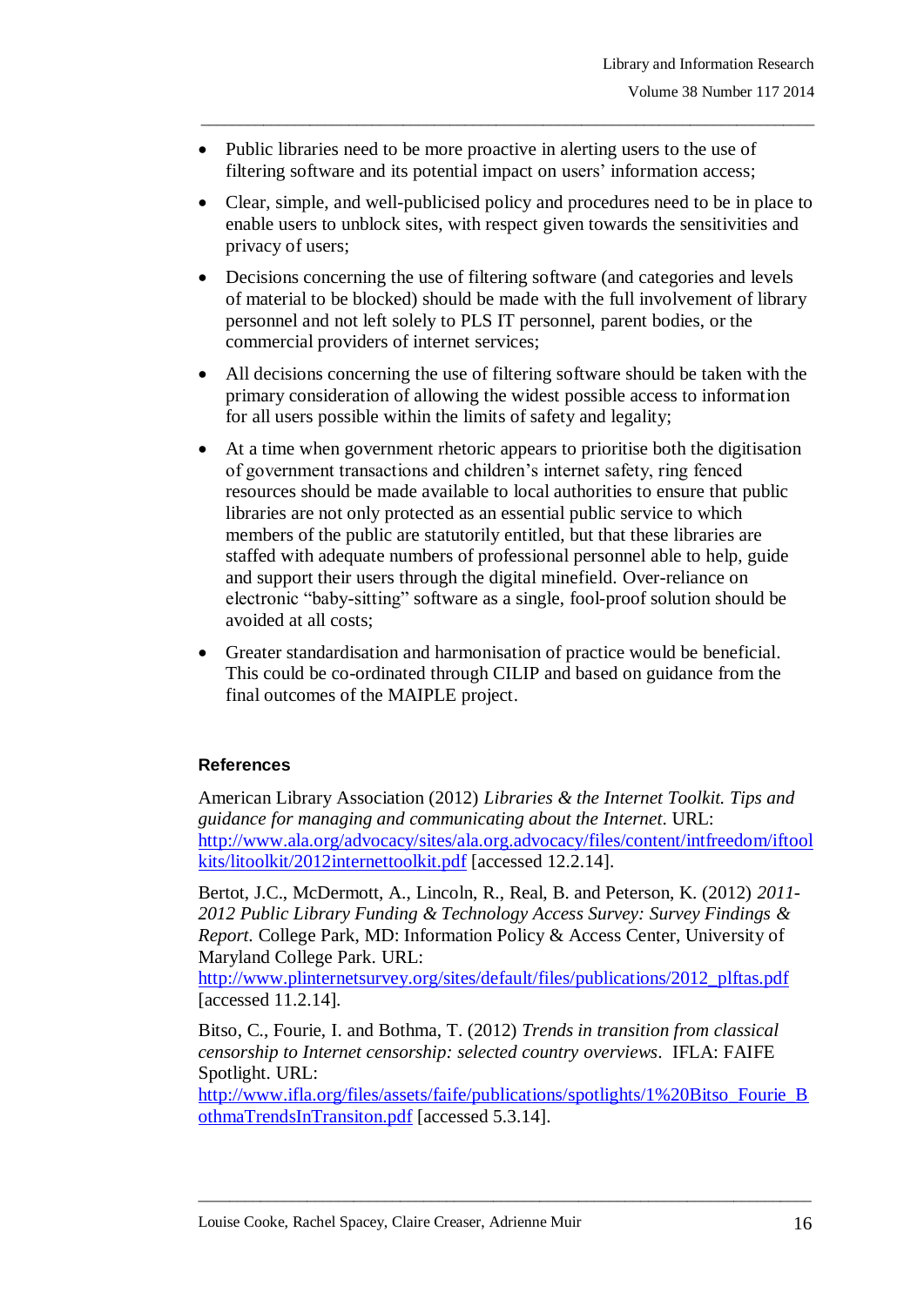- Public libraries need to be more proactive in alerting users to the use of filtering software and its potential impact on users' information access;
- Clear, simple, and well-publicised policy and procedures need to be in place to enable users to unblock sites, with respect given towards the sensitivities and privacy of users;
- Decisions concerning the use of filtering software (and categories and levels of material to be blocked) should be made with the full involvement of library personnel and not left solely to PLS IT personnel, parent bodies, or the commercial providers of internet services;
- All decisions concerning the use of filtering software should be taken with the primary consideration of allowing the widest possible access to information for all users possible within the limits of safety and legality;
- At a time when government rhetoric appears to prioritise both the digitisation of government transactions and children's internet safety, ring fenced resources should be made available to local authorities to ensure that public libraries are not only protected as an essential public service to which members of the public are statutorily entitled, but that these libraries are staffed with adequate numbers of professional personnel able to help, guide and support their users through the digital minefield. Over-reliance on electronic "baby-sitting" software as a single, fool-proof solution should be avoided at all costs;
- Greater standardisation and harmonisation of practice would be beneficial. This could be co-ordinated through CILIP and based on guidance from the final outcomes of the MAIPLE project.

## References

American Library Association (2012) *Libraries & the Internet Toolkit. Tips and guidance for managing and communicating about the Internet*. URL: http://www.ala.org/advocacy/sites/ala.org.advocacy/files/content/intfreedom/iftoolkits/litoolkit/2012internettoolkit.pdf [accessed 12.2.14].

Bertot, J.C., McDermott, A., Lincoln, R., Real, B. and Peterson, K. (2012) *2011-2012 Public Library Funding & Technology Access Survey: Survey Findings & Report.* College Park, MD: Information Policy & Access Center, University of Maryland College Park. URL: http://www.plinternetsurvey.org/sites/default/files/publications/2012_plftas.pdf [accessed 11.2.14].

Bitso, C., Fourie, I. and Bothma, T. (2012) *Trends in transition from classical censorship to Internet censorship: selected country overviews*. IFLA: FAIFE Spotlight. URL: http://www.ifla.org/files/assets/faife/publications/spotlights/1%20Bitso_Fourie_BothmaTrendsInTransiton.pdf [accessed 5.3.14].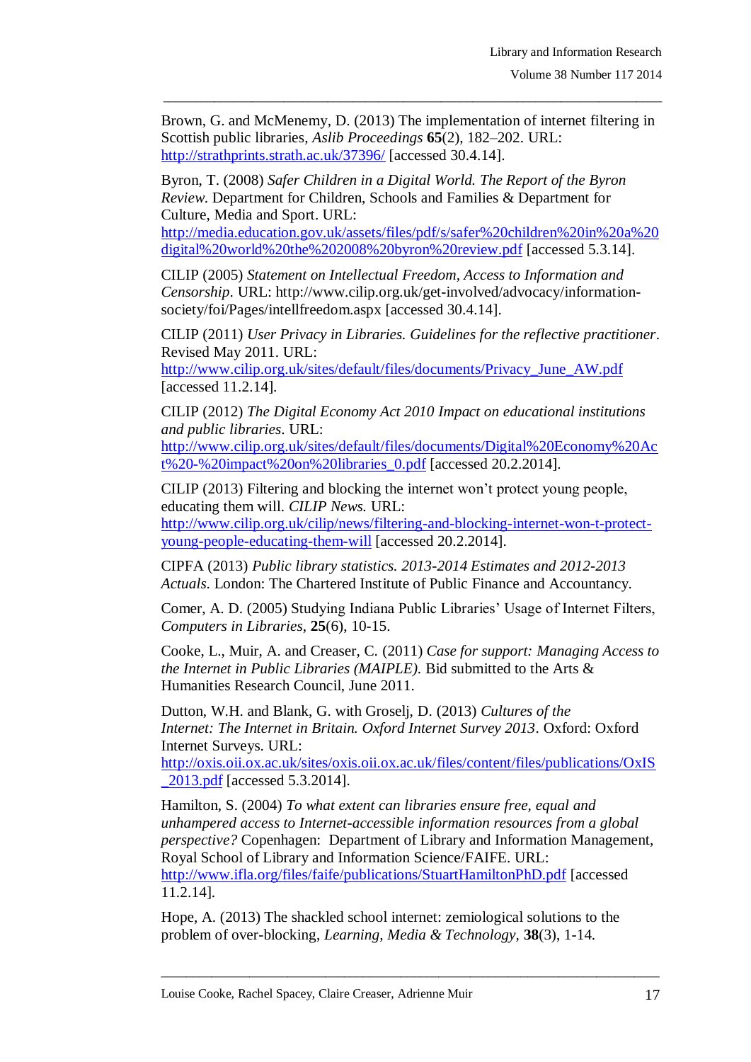Brown, G. and McMenemy, D. (2013) The implementation of internet filtering in Scottish public libraries, *Aslib Proceedings* **65**(2), 182–202. URL: http://strathprints.strath.ac.uk/37396/ [accessed 30.4.14].

Byron, T. (2008) *Safer Children in a Digital World. The Report of the Byron Review.* Department for Children, Schools and Families & Department for Culture, Media and Sport. URL: http://media.education.gov.uk/assets/files/pdf/s/safer%20children%20in%20a%20digital%20world%20the%202008%20byron%20review.pdf [accessed 5.3.14].

CILIP (2005) *Statement on Intellectual Freedom, Access to Information and Censorship*. URL: http://www.cilip.org.uk/get-involved/advocacy/information-society/foi/Pages/intellfreedom.aspx [accessed 30.4.14].

CILIP (2011) *User Privacy in Libraries. Guidelines for the reflective practitioner*. Revised May 2011. URL: http://www.cilip.org.uk/sites/default/files/documents/Privacy_June_AW.pdf [accessed 11.2.14].

CILIP (2012) *The Digital Economy Act 2010 Impact on educational institutions and public libraries*. URL: http://www.cilip.org.uk/sites/default/files/documents/Digital%20Economy%20Act%20-%20impact%20on%20libraries_0.pdf [accessed 20.2.2014].

CILIP (2013) Filtering and blocking the internet won't protect young people, educating them will. *CILIP News.* URL: http://www.cilip.org.uk/cilip/news/filtering-and-blocking-internet-won-t-protect-young-people-educating-them-will [accessed 20.2.2014].

CIPFA (2013) *Public library statistics. 2013-2014 Estimates and 2012-2013 Actuals.* London: The Chartered Institute of Public Finance and Accountancy.

Comer, A. D. (2005) Studying Indiana Public Libraries' Usage of Internet Filters, *Computers in Libraries*, **25**(6), 10-15.

Cooke, L., Muir, A. and Creaser, C. (2011) *Case for support: Managing Access to the Internet in Public Libraries (MAIPLE).* Bid submitted to the Arts & Humanities Research Council, June 2011.

Dutton, W.H. and Blank, G. with Groselj, D. (2013) *Cultures of the Internet: The Internet in Britain. Oxford Internet Survey 2013*. Oxford: Oxford Internet Surveys. URL: http://oxis.oii.ox.ac.uk/sites/oxis.oii.ox.ac.uk/files/content/files/publications/OxIS_2013.pdf [accessed 5.3.2014].

Hamilton, S. (2004) *To what extent can libraries ensure free, equal and unhampered access to Internet-accessible information resources from a global perspective?* Copenhagen: Department of Library and Information Management, Royal School of Library and Information Science/FAIFE. URL: http://www.ifla.org/files/faife/publications/StuartHamiltonPhD.pdf [accessed 11.2.14].

Hope, A. (2013) The shackled school internet: zemiological solutions to the problem of over-blocking, *Learning, Media & Technology,* **38**(3), 1-14.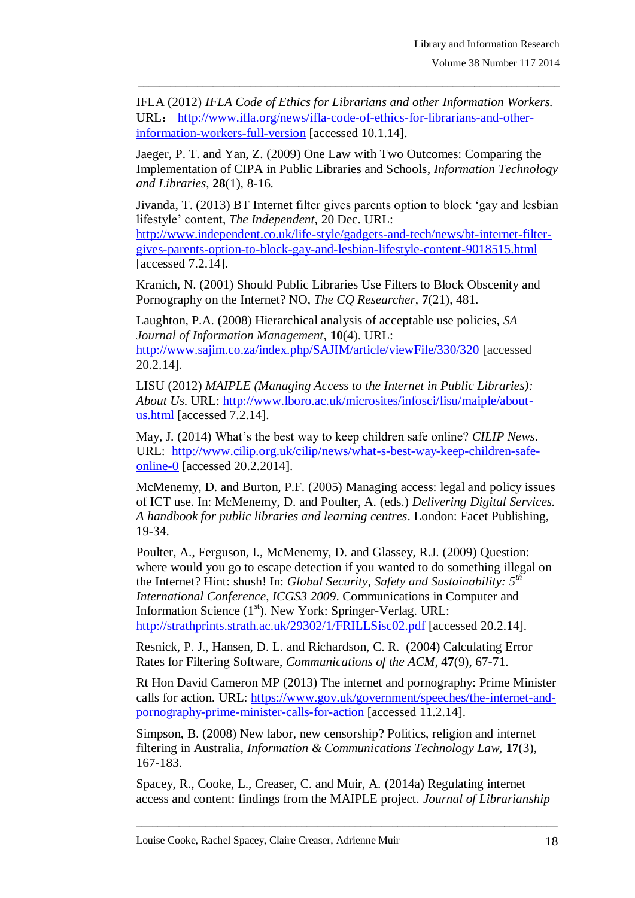IFLA (2012) *IFLA Code of Ethics for Librarians and other Information Workers.* URL： http://www.ifla.org/news/ifla-code-of-ethics-for-librarians-and-other-information-workers-full-version [accessed 10.1.14].

Jaeger, P. T. and Yan, Z. (2009) One Law with Two Outcomes: Comparing the Implementation of CIPA in Public Libraries and Schools, *Information Technology and Libraries*, **28**(1), 8-16.

Jivanda, T. (2013) BT Internet filter gives parents option to block 'gay and lesbian lifestyle' content, *The Independent*, 20 Dec. URL: http://www.independent.co.uk/life-style/gadgets-and-tech/news/bt-internet-filter-gives-parents-option-to-block-gay-and-lesbian-lifestyle-content-9018515.html [accessed 7.2.14].

Kranich, N. (2001) Should Public Libraries Use Filters to Block Obscenity and Pornography on the Internet? NO, *The CQ Researcher*, **7**(21), 481.

Laughton, P.A. (2008) Hierarchical analysis of acceptable use policies, *SA Journal of Information Management*, **10**(4). URL: http://www.sajim.co.za/index.php/SAJIM/article/viewFile/330/320 [accessed 20.2.14].

LISU (2012) *MAIPLE (Managing Access to the Internet in Public Libraries): About Us*. URL: http://www.lboro.ac.uk/microsites/infosci/lisu/maiple/about-us.html [accessed 7.2.14].

May, J. (2014) What's the best way to keep children safe online? *CILIP News*. URL: http://www.cilip.org.uk/cilip/news/what-s-best-way-keep-children-safe-online-0 [accessed 20.2.2014].

McMenemy, D. and Burton, P.F. (2005) Managing access: legal and policy issues of ICT use. In: McMenemy, D. and Poulter, A. (eds.) *Delivering Digital Services. A handbook for public libraries and learning centres*. London: Facet Publishing, 19-34.

Poulter, A., Ferguson, I., McMenemy, D. and Glassey, R.J. (2009) Question: where would you go to escape detection if you wanted to do something illegal on the Internet? Hint: shush! In: *Global Security, Safety and Sustainability: 5th International Conference, ICGS3 2009*. Communications in Computer and Information Science (1st). New York: Springer-Verlag. URL: http://strathprints.strath.ac.uk/29302/1/FRILLSisc02.pdf [accessed 20.2.14].

Resnick, P. J., Hansen, D. L. and Richardson, C. R. (2004) Calculating Error Rates for Filtering Software, *Communications of the ACM*, **47**(9), 67-71.

Rt Hon David Cameron MP (2013) The internet and pornography: Prime Minister calls for action. URL: https://www.gov.uk/government/speeches/the-internet-and-pornography-prime-minister-calls-for-action [accessed 11.2.14].

Simpson, B. (2008) New labor, new censorship? Politics, religion and internet filtering in Australia, *Information & Communications Technology Law*, **17**(3), 167-183.

Spacey, R., Cooke, L., Creaser, C. and Muir, A. (2014a) Regulating internet access and content: findings from the MAIPLE project. *Journal of Librarianship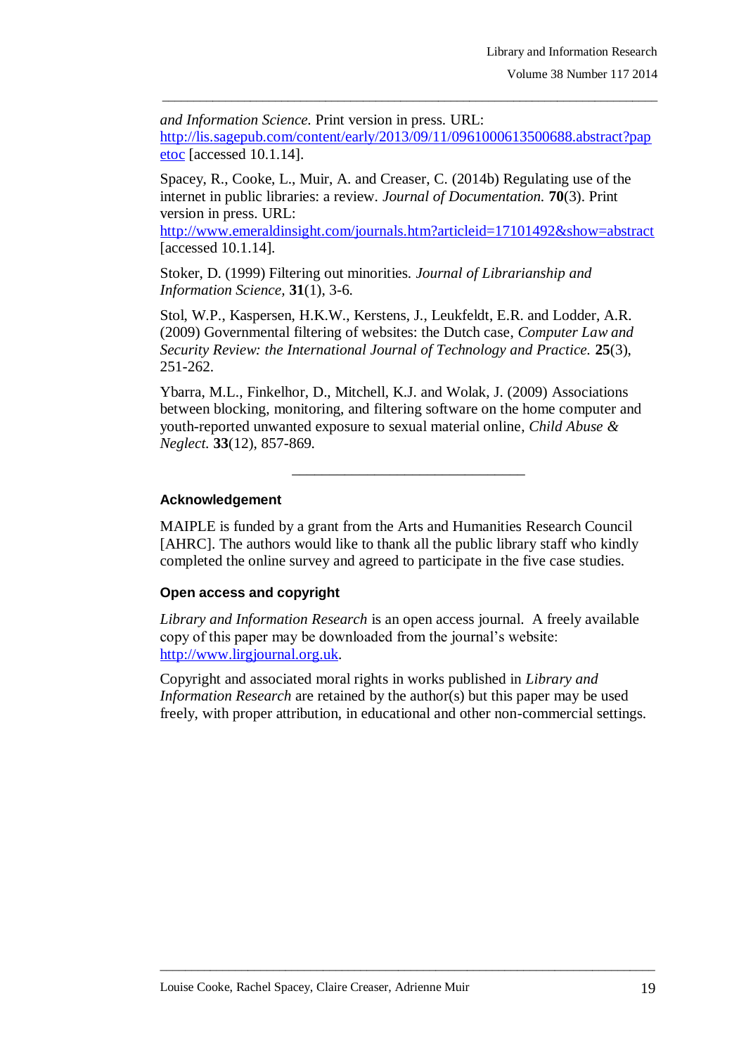*and Information Science.* Print version in press. URL: http://lis.sagepub.com/content/early/2013/09/11/0961000613500688.abstract?papetoc [accessed 10.1.14].

Spacey, R., Cooke, L., Muir, A. and Creaser, C. (2014b) Regulating use of the internet in public libraries: a review. *Journal of Documentation.* **70**(3). Print version in press. URL: http://www.emeraldinsight.com/journals.htm?articleid=17101492&show=abstract [accessed 10.1.14].

Stoker, D. (1999) Filtering out minorities. *Journal of Librarianship and Information Science*, **31**(1), 3-6.

Stol, W.P., Kaspersen, H.K.W., Kerstens, J., Leukfeldt, E.R. and Lodder, A.R. (2009) Governmental filtering of websites: the Dutch case, *Computer Law and Security Review: the International Journal of Technology and Practice.* **25**(3), 251-262.

Ybarra, M.L., Finkelhor, D., Mitchell, K.J. and Wolak, J. (2009) Associations between blocking, monitoring, and filtering software on the home computer and youth-reported unwanted exposure to sexual material online, *Child Abuse & Neglect.* **33**(12), 857-869.

---

### Acknowledgement

MAIPLE is funded by a grant from the Arts and Humanities Research Council [AHRC]. The authors would like to thank all the public library staff who kindly completed the online survey and agreed to participate in the five case studies.

### Open access and copyright

*Library and Information Research* is an open access journal. A freely available copy of this paper may be downloaded from the journal's website: http://www.lirgjournal.org.uk.

Copyright and associated moral rights in works published in *Library and Information Research* are retained by the author(s) but this paper may be used freely, with proper attribution, in educational and other non-commercial settings.